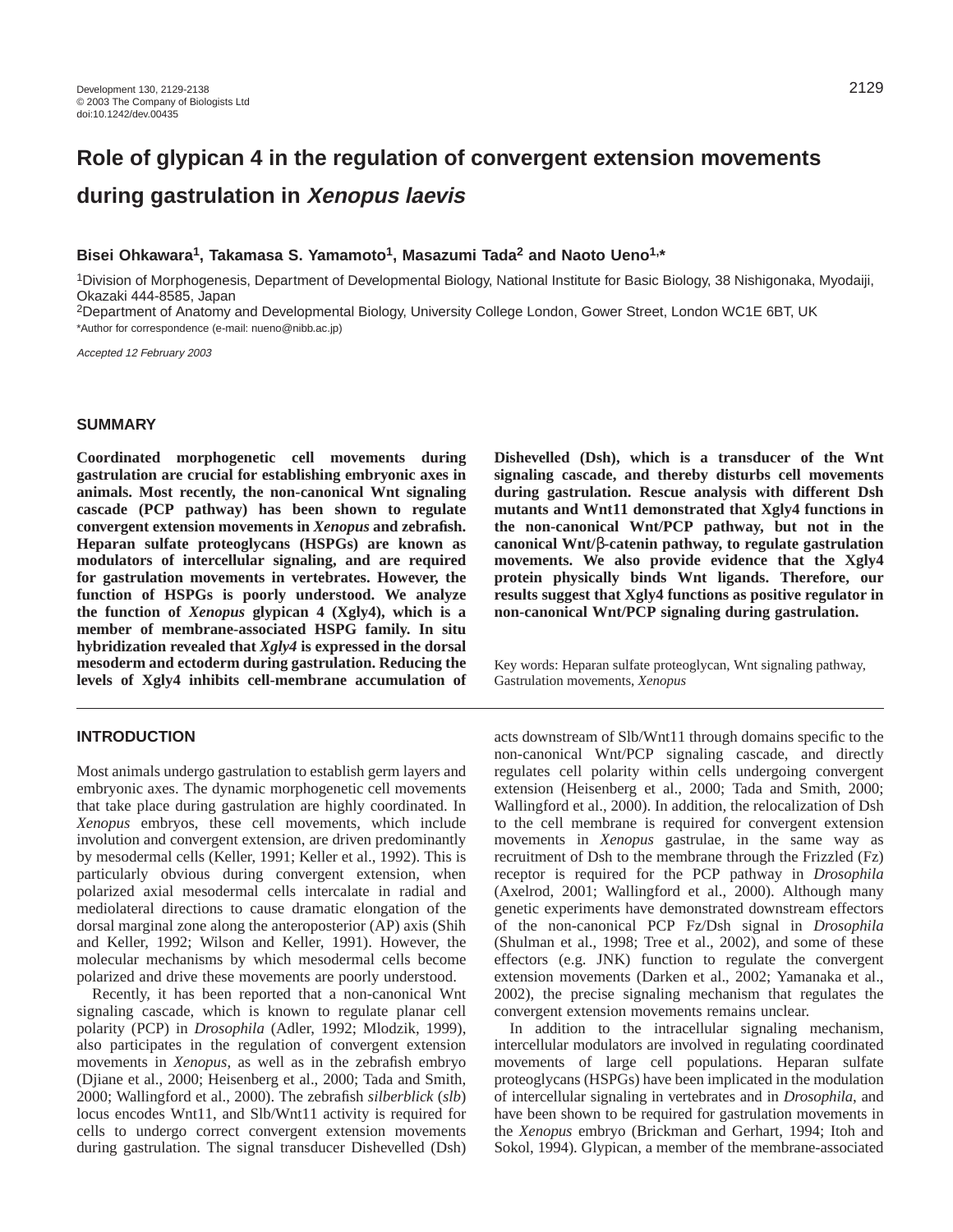# Role of glypican 4 in the regulation of convergent extension movements during gastrulation in *Xenopus laevis*

**Bisei Ohkawara[1], Takamasa S. Yamamoto[1], Masazumi Tada[2] and Naoto Ueno[1,*]**

[1]Division of Morphogenesis, Department of Developmental Biology, National Institute for Basic Biology, 38 Nishigonaka, Myodaiji, Okazaki 444-8585, Japan

[2]Department of Anatomy and Developmental Biology, University College London, Gower Street, London WC1E 6BT, UK

*Author for correspondence (e-mail: nueno@nibb.ac.jp)

*Accepted 12 February 2003*

## SUMMARY

**Coordinated morphogenetic cell movements during gastrulation are crucial for establishing embryonic axes in animals. Most recently, the non-canonical Wnt signaling cascade (PCP pathway) has been shown to regulate convergent extension movements in *Xenopus* and zebrafish. Heparan sulfate proteoglycans (HSPGs) are known as modulators of intercellular signaling, and are required for gastrulation movements in vertebrates. However, the function of HSPGs is poorly understood. We analyze the function of *Xenopus* glypican 4 (Xgly4), which is a member of membrane-associated HSPG family. In situ hybridization revealed that *Xgly4* is expressed in the dorsal mesoderm and ectoderm during gastrulation. Reducing the levels of Xgly4 inhibits cell-membrane accumulation of Dishevelled (Dsh), which is a transducer of the Wnt signaling cascade, and thereby disturbs cell movements during gastrulation. Rescue analysis with different Dsh mutants and Wnt11 demonstrated that Xgly4 functions in the non-canonical Wnt/PCP pathway, but not in the canonical Wnt/β-catenin pathway, to regulate gastrulation movements. We also provide evidence that the Xgly4 protein physically binds Wnt ligands. Therefore, our results suggest that Xgly4 functions as positive regulator in non-canonical Wnt/PCP signaling during gastrulation.**

Key words: Heparan sulfate proteoglycan, Wnt signaling pathway, Gastrulation movements, *Xenopus*

## INTRODUCTION

Most animals undergo gastrulation to establish germ layers and embryonic axes. The dynamic morphogenetic cell movements that take place during gastrulation are highly coordinated. In *Xenopus* embryos, these cell movements, which include involution and convergent extension, are driven predominantly by mesodermal cells (Keller, 1991; Keller et al., 1992). This is particularly obvious during convergent extension, when polarized axial mesodermal cells intercalate in radial and mediolateral directions to cause dramatic elongation of the dorsal marginal zone along the anteroposterior (AP) axis (Shih and Keller, 1992; Wilson and Keller, 1991). However, the molecular mechanisms by which mesodermal cells become polarized and drive these movements are poorly understood.

Recently, it has been reported that a non-canonical Wnt signaling cascade, which is known to regulate planar cell polarity (PCP) in *Drosophila* (Adler, 1992; Mlodzik, 1999), also participates in the regulation of convergent extension movements in *Xenopus*, as well as in the zebrafish embryo (Djiane et al., 2000; Heisenberg et al., 2000; Tada and Smith, 2000; Wallingford et al., 2000). The zebrafish *silberblick* (*slb*) locus encodes Wnt11, and Slb/Wnt11 activity is required for cells to undergo correct convergent extension movements during gastrulation. The signal transducer Dishevelled (Dsh) acts downstream of Slb/Wnt11 through domains specific to the non-canonical Wnt/PCP signaling cascade, and directly regulates cell polarity within cells undergoing convergent extension (Heisenberg et al., 2000; Tada and Smith, 2000; Wallingford et al., 2000). In addition, the relocalization of Dsh to the cell membrane is required for convergent extension movements in *Xenopus* gastrulae, in the same way as recruitment of Dsh to the membrane through the Frizzled (Fz) receptor is required for the PCP pathway in *Drosophila* (Axelrod, 2001; Wallingford et al., 2000). Although many genetic experiments have demonstrated downstream effectors of the non-canonical PCP Fz/Dsh signal in *Drosophila* (Shulman et al., 1998; Tree et al., 2002), and some of these effectors (e.g. JNK) function to regulate the convergent extension movements (Darken et al., 2002; Yamanaka et al., 2002), the precise signaling mechanism that regulates the convergent extension movements remains unclear.

In addition to the intracellular signaling mechanism, intercellular modulators are involved in regulating coordinated movements of large cell populations. Heparan sulfate proteoglycans (HSPGs) have been implicated in the modulation of intercellular signaling in vertebrates and in *Drosophila*, and have been shown to be required for gastrulation movements in the *Xenopus* embryo (Brickman and Gerhart, 1994; Itoh and Sokol, 1994). Glypican, a member of the membrane-associated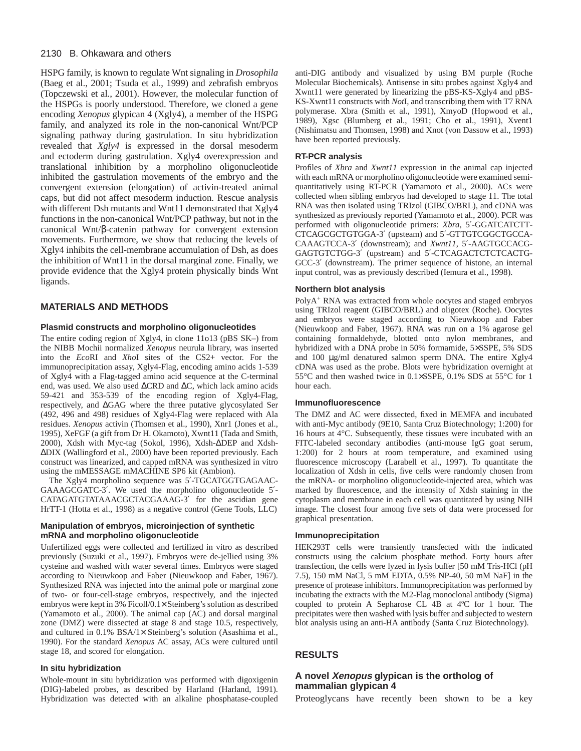HSPG family, is known to regulate Wnt signaling in *Drosophila* (Baeg et al., 2001; Tsuda et al., 1999) and zebrafish embryos (Topczewski et al., 2001). However, the molecular function of the HSPGs is poorly understood. Therefore, we cloned a gene encoding *Xenopus* glypican 4 (Xgly4), a member of the HSPG family, and analyzed its role in the non-canonical Wnt/PCP signaling pathway during gastrulation. In situ hybridization revealed that *Xgly4* is expressed in the dorsal mesoderm and ectoderm during gastrulation. Xgly4 overexpression and translational inhibition by a morpholino oligonucleotide inhibited the gastrulation movements of the embryo and the convergent extension (elongation) of activin-treated animal caps, but did not affect mesoderm induction. Rescue analysis with different Dsh mutants and Wnt11 demonstrated that Xgly4 functions in the non-canonical Wnt/PCP pathway, but not in the canonical Wnt/β-catenin pathway for convergent extension movements. Furthermore, we show that reducing the levels of Xgly4 inhibits the cell-membrane accumulation of Dsh, as does the inhibition of Wnt11 in the dorsal marginal zone. Finally, we provide evidence that the Xgly4 protein physically binds Wnt ligands.

## MATERIALS AND METHODS

### Plasmid constructs and morpholino oligonucleotides

The entire coding region of Xgly4, in clone 11o13 (pBS SK–) from the NIBB Mochii normalized *Xenopus* neurula library, was inserted into the *Eco*RI and *Xho*I sites of the CS2+ vector. For the immunoprecipitation assay, Xgly4-Flag, encoding amino acids 1-539 of Xgly4 with a Flag-tagged amino acid sequence at the C-terminal end, was used. We also used ΔCRD and ΔC, which lack amino acids 59-421 and 353-539 of the encoding region of Xgly4-Flag, respectively, and ΔGAG where the three putative glycosylated Ser (492, 496 and 498) residues of Xgly4-Flag were replaced with Ala residues. *Xenopus* activin (Thomsen et al., 1990), Xnr1 (Jones et al., 1995), XeFGF (a gift from Dr H. Okamoto), Xwnt11 (Tada and Smith, 2000), Xdsh with Myc-tag (Sokol, 1996), Xdsh-ΔDEP and Xdsh-ΔDIX (Wallingford et al., 2000) have been reported previously. Each construct was linearized, and capped mRNA was synthesized in vitro using the mMESSAGE mMACHINE SP6 kit (Ambion).

The Xgly4 morpholino sequence was 5′-TGCATGGTGAGAAC-GAAAGCGATC-3′. We used the morpholino oligonucleotide 5′-CATAGATGTATAAACGCTACGAAAG-3′ for the ascidian gene HrTT-1 (Hotta et al., 1998) as a negative control (Gene Tools, LLC)

### Manipulation of embryos, microinjection of synthetic mRNA and morpholino oligonucleotide

Unfertilized eggs were collected and fertilized in vitro as described previously (Suzuki et al., 1997). Embryos were de-jellied using 3% cysteine and washed with water several times. Embryos were staged according to Nieuwkoop and Faber (Nieuwkoop and Faber, 1967). Synthesized RNA was injected into the animal pole or marginal zone of two- or four-cell-stage embryos, respectively, and the injected embryos were kept in 3% Ficoll/0.1× Steinberg's solution as described (Yamamoto et al., 2000). The animal cap (AC) and dorsal marginal zone (DMZ) were dissected at stage 8 and stage 10.5, respectively, and cultured in 0.1% BSA/1× Steinberg's solution (Asashima et al., 1990). For the standard *Xenopus* AC assay, ACs were cultured until stage 18, and scored for elongation.

### In situ hybridization

Whole-mount in situ hybridization was performed with digoxigenin (DIG)-labeled probes, as described by Harland (Harland, 1991). Hybridization was detected with an alkaline phosphatase-coupled anti-DIG antibody and visualized by using BM purple (Roche Molecular Biochemicals). Antisense in situ probes against Xgly4 and Xwnt11 were generated by linearizing the pBS-KS-Xgly4 and pBS-KS-Xwnt11 constructs with *Not*I, and transcribing them with T7 RNA polymerase. Xbra (Smith et al., 1991), XmyoD (Hopwood et al., 1989), Xgsc (Blumberg et al., 1991; Cho et al., 1991), Xvent1 (Nishimatsu and Thomsen, 1998) and Xnot (von Dassow et al., 1993) have been reported previously.

### RT-PCR analysis

Profiles of *Xbra* and *Xwnt11* expression in the animal cap injected with each mRNA or morpholino oligonucleotide were examined semi-quantitatively using RT-PCR (Yamamoto et al., 2000). ACs were collected when sibling embryos had developed to stage 11. The total RNA was then isolated using TRIzol (GIBCO/BRL), and cDNA was synthesized as previously reported (Yamamoto et al., 2000). PCR was performed with oligonucleotide primers: *Xbra*, 5′-GGATCATCTT-CTCAGCGCTGTGGA-3′ (upsteam) and 5′-GTTGTCGGCTGCCA-CAAAGTCCA-3′ (downstream); and *Xwnt11*, 5′-AAGTGCCACG-GAGTGTCTGG-3′ (upstream) and 5′-CTCAGACTCTCTCACTG-GCC-3′ (downstream). The primer sequence of histone, an internal input control, was as previously described (Iemura et al., 1998).

### Northern blot analysis

PolyA+ RNA was extracted from whole oocytes and staged embryos using TRIzol reagent (GIBCO/BRL) and oligotex (Roche). Oocytes and embryos were staged according to Nieuwkoop and Faber (Nieuwkoop and Faber, 1967). RNA was run on a 1% agarose gel containing formaldehyde, blotted onto nylon membranes, and hybridized with a DNA probe in 50% formamide, 5×SSPE, 5% SDS and 100 μg/ml denatured salmon sperm DNA. The entire Xgly4 cDNA was used as the probe. Blots were hybridization overnight at 55°C and then washed twice in 0.1×SSPE, 0.1% SDS at 55°C for 1 hour each.

### Immunofluorescence

The DMZ and AC were dissected, fixed in MEMFA and incubated with anti-Myc antibody (9E10, Santa Cruz Biotechnology; 1:200) for 16 hours at 4°C. Subsequently, these tissues were incubated with an FITC-labeled secondary antibodies (anti-mouse IgG goat serum, 1:200) for 2 hours at room temperature, and examined using fluorescence microscopy (Larabell et al., 1997). To quantitate the localization of Xdsh in cells, five cells were randomly chosen from the mRNA- or morpholino oligonucleotide-injected area, which was marked by fluorescence, and the intensity of Xdsh staining in the cytoplasm and membrane in each cell was quantitated by using NIH image. The closest four among five sets of data were processed for graphical presentation.

### Immunoprecipitation

HEK293T cells were transiently transfected with the indicated constructs using the calcium phosphate method. Forty hours after transfection, the cells were lyzed in lysis buffer [50 mM Tris-HCl (pH 7.5), 150 mM NaCl, 5 mM EDTA, 0.5% NP-40, 50 mM NaF] in the presence of protease inhibitors. Immunoprecipitation was performed by incubating the extracts with the M2-Flag monoclonal antibody (Sigma) coupled to protein A Sepharose CL 4B at 4ºC for 1 hour. The precipitates were then washed with lysis buffer and subjected to western blot analysis using an anti-HA antibody (Santa Cruz Biotechnology).

## RESULTS

### A novel *Xenopus* glypican is the ortholog of mammalian glypican 4

Proteoglycans have recently been shown to be a key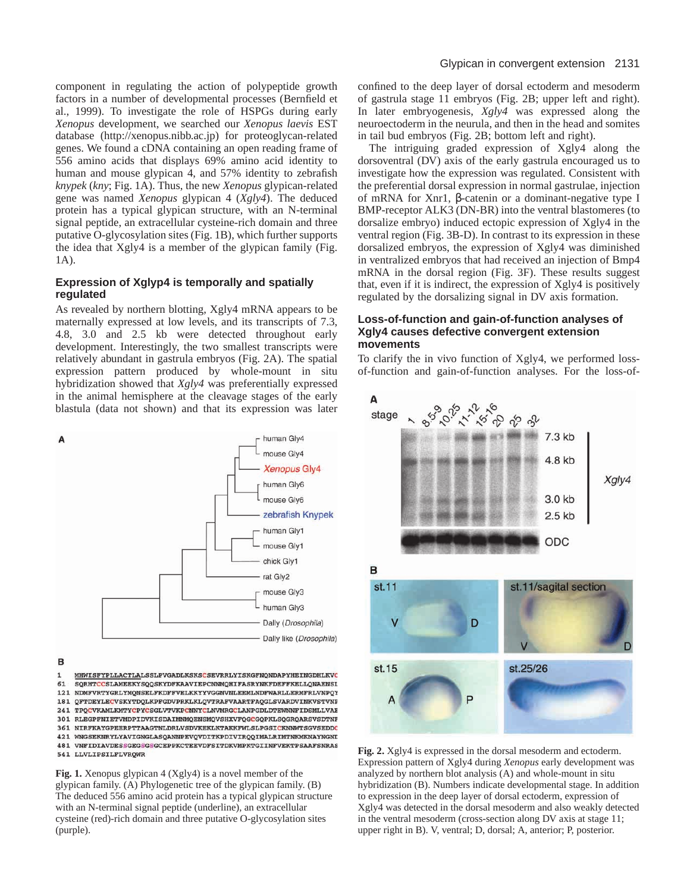component in regulating the action of polypeptide growth factors in a number of developmental processes (Bernfield et al., 1999). To investigate the role of HSPGs during early *Xenopus* development, we searched our *Xenopus laevis* EST database (http://xenopus.nibb.ac.jp) for proteoglycan-related genes. We found a cDNA containing an open reading frame of 556 amino acids that displays 69% amino acid identity to human and mouse glypican 4, and 57% identity to zebrafish *knypek* (*kny*; Fig. 1A). Thus, the new *Xenopus* glypican-related gene was named *Xenopus* glypican 4 (*Xgly4*). The deduced protein has a typical glypican structure, with an N-terminal signal peptide, an extracellular cysteine-rich domain and three putative O-glycosylation sites (Fig. 1B), which further supports the idea that Xgly4 is a member of the glypican family (Fig. 1A).

### Expression of Xglyp4 is temporally and spatially regulated

As revealed by northern blotting, Xgly4 mRNA appears to be maternally expressed at low levels, and its transcripts of 7.3, 4.8, 3.0 and 2.5 kb were detected throughout early development. Interestingly, the two smallest transcripts were relatively abundant in gastrula embryos (Fig. 2A). The spatial expression pattern produced by whole-mount in situ hybridization showed that *Xgly4* was preferentially expressed in the animal hemisphere at the cleavage stages of the early blastula (data not shown) and that its expression was later confined to the deep layer of dorsal ectoderm and mesoderm of gastrula stage 11 embryos (Fig. 2B; upper left and right). In later embryogenesis, *Xgly4* was expressed along the neuroectoderm in the neurula, and then in the head and somites in tail bud embryos (Fig. 2B; bottom left and right).

The intriguing graded expression of Xgly4 along the dorsoventral (DV) axis of the early gastrula encouraged us to investigate how the expression was regulated. Consistent with the preferential dorsal expression in normal gastrulae, injection of mRNA for Xnr1, β-catenin or a dominant-negative type I BMP-receptor ALK3 (DN-BR) into the ventral blastomeres (to dorsalize embryo) induced ectopic expression of Xgly4 in the ventral region (Fig. 3B-D). In contrast to its expression in these dorsalized embryos, the expression of Xgly4 was diminished in ventralized embryos that had received an injection of Bmp4 mRNA in the dorsal region (Fig. 3F). These results suggest that, even if it is indirect, the expression of Xgly4 is positively regulated by the dorsalizing signal in DV axis formation.

### Loss-of-function and gain-of-function analyses of Xgly4 causes defective convergent extension movements

To clarify the in vivo function of Xgly4, we performed loss-of-function and gain-of-function analyses. For the loss-of-

**Fig. 1.** Xenopus glypican 4 (Xgly4) is a novel member of the glypican family. (A) Phylogenetic tree of the glypican family. (B) The deduced 556 amino acid protein has a typical glypican structure with an N-terminal signal peptide (underline), an extracellular cysteine (red)-rich domain and three putative O-glycosylation sites (purple).

**Fig. 2.** Xgly4 is expressed in the dorsal mesoderm and ectoderm. Expression pattern of Xgly4 during *Xenopus* early development was analyzed by northern blot analysis (A) and whole-mount in situ hybridization (B). Numbers indicate developmental stage. In addition to expression in the deep layer of dorsal ectoderm, expression of Xgly4 was detected in the dorsal mesoderm and also weakly detected in the ventral mesoderm (cross-section along DV axis at stage 11; upper right in B). V, ventral; D, dorsal; A, anterior; P, posterior.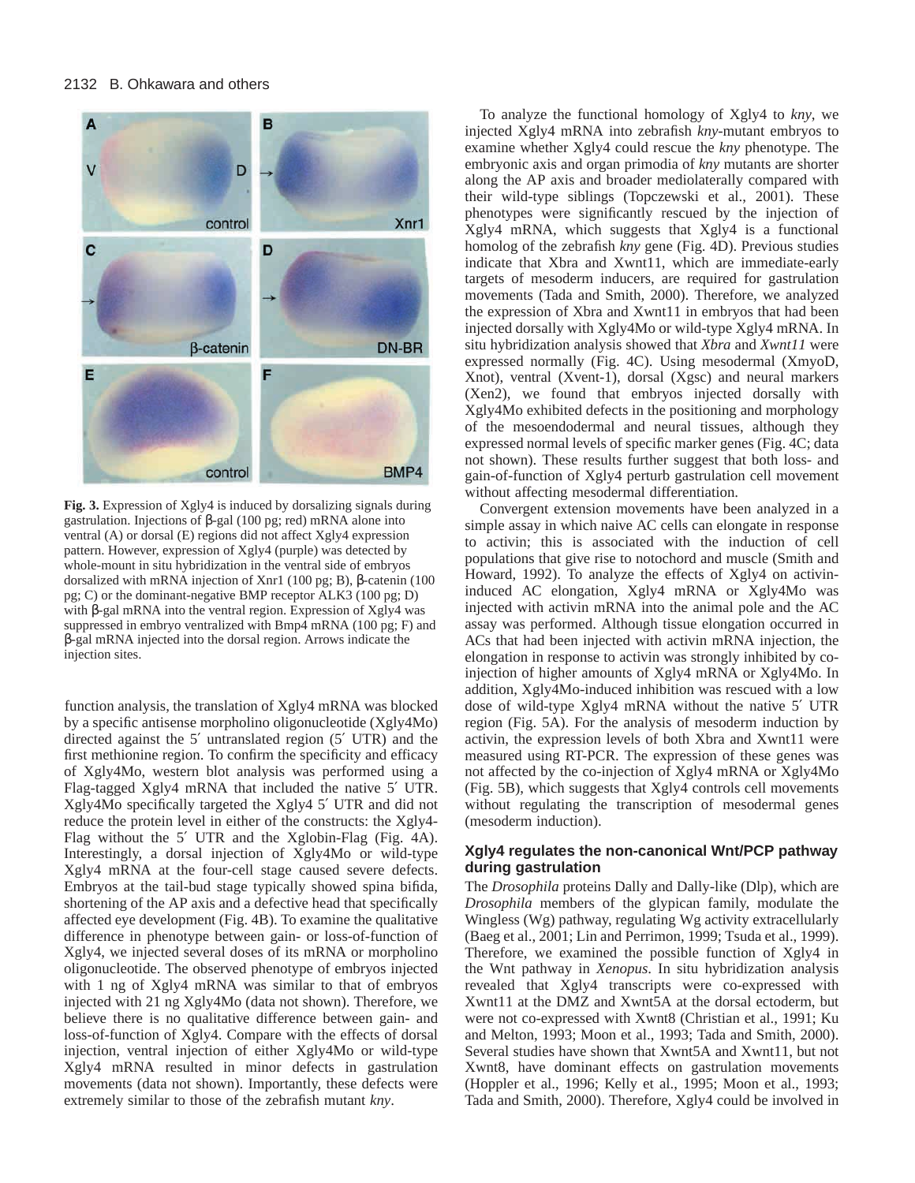**Fig. 3.** Expression of Xgly4 is induced by dorsalizing signals during gastrulation. Injections of β-gal (100 pg; red) mRNA alone into ventral (A) or dorsal (E) regions did not affect Xgly4 expression pattern. However, expression of Xgly4 (purple) was detected by whole-mount in situ hybridization in the ventral side of embryos dorsalized with mRNA injection of Xnr1 (100 pg; B), β-catenin (100 pg; C) or the dominant-negative BMP receptor ALK3 (100 pg; D) with β-gal mRNA into the ventral region. Expression of Xgly4 was suppressed in embryo ventralized with Bmp4 mRNA (100 pg; F) and β-gal mRNA injected into the dorsal region. Arrows indicate the injection sites.

function analysis, the translation of Xgly4 mRNA was blocked by a specific antisense morpholino oligonucleotide (Xgly4Mo) directed against the 5′ untranslated region (5′ UTR) and the first methionine region. To confirm the specificity and efficacy of Xgly4Mo, western blot analysis was performed using a Flag-tagged Xgly4 mRNA that included the native 5′ UTR. Xgly4Mo specifically targeted the Xgly4 5′ UTR and did not reduce the protein level in either of the constructs: the Xgly4-Flag without the 5′ UTR and the Xglobin-Flag (Fig. 4A). Interestingly, a dorsal injection of Xgly4Mo or wild-type Xgly4 mRNA at the four-cell stage caused severe defects. Embryos at the tail-bud stage typically showed spina bifida, shortening of the AP axis and a defective head that specifically affected eye development (Fig. 4B). To examine the qualitative difference in phenotype between gain- or loss-of-function of Xgly4, we injected several doses of its mRNA or morpholino oligonucleotide. The observed phenotype of embryos injected with 1 ng of Xgly4 mRNA was similar to that of embryos injected with 21 ng Xgly4Mo (data not shown). Therefore, we believe there is no qualitative difference between gain- and loss-of-function of Xgly4. Compare with the effects of dorsal injection, ventral injection of either Xgly4Mo or wild-type Xgly4 mRNA resulted in minor defects in gastrulation movements (data not shown). Importantly, these defects were extremely similar to those of the zebrafish mutant *kny*.

To analyze the functional homology of Xgly4 to *kny*, we injected Xgly4 mRNA into zebrafish *kny*-mutant embryos to examine whether Xgly4 could rescue the *kny* phenotype. The embryonic axis and organ primodia of *kny* mutants are shorter along the AP axis and broader mediolaterally compared with their wild-type siblings (Topczewski et al., 2001). These phenotypes were significantly rescued by the injection of Xgly4 mRNA, which suggests that Xgly4 is a functional homolog of the zebrafish *kny* gene (Fig. 4D). Previous studies indicate that Xbra and Xwnt11, which are immediate-early targets of mesoderm inducers, are required for gastrulation movements (Tada and Smith, 2000). Therefore, we analyzed the expression of Xbra and Xwnt11 in embryos that had been injected dorsally with Xgly4Mo or wild-type Xgly4 mRNA. In situ hybridization analysis showed that *Xbra* and *Xwnt11* were expressed normally (Fig. 4C). Using mesodermal (XmyoD, Xnot), ventral (Xvent-1), dorsal (Xgsc) and neural markers (Xen2), we found that embryos injected dorsally with Xgly4Mo exhibited defects in the positioning and morphology of the mesoendodermal and neural tissues, although they expressed normal levels of specific marker genes (Fig. 4C; data not shown). These results further suggest that both loss- and gain-of-function of Xgly4 perturb gastrulation cell movement without affecting mesodermal differentiation.

Convergent extension movements have been analyzed in a simple assay in which naive AC cells can elongate in response to activin; this is associated with the induction of cell populations that give rise to notochord and muscle (Smith and Howard, 1992). To analyze the effects of Xgly4 on activin-induced AC elongation, Xgly4 mRNA or Xgly4Mo was injected with activin mRNA into the animal pole and the AC assay was performed. Although tissue elongation occurred in ACs that had been injected with activin mRNA injection, the elongation in response to activin was strongly inhibited by co-injection of higher amounts of Xgly4 mRNA or Xgly4Mo. In addition, Xgly4Mo-induced inhibition was rescued with a low dose of wild-type Xgly4 mRNA without the native 5′ UTR region (Fig. 5A). For the analysis of mesoderm induction by activin, the expression levels of both Xbra and Xwnt11 were measured using RT-PCR. The expression of these genes was not affected by the co-injection of Xgly4 mRNA or Xgly4Mo (Fig. 5B), which suggests that Xgly4 controls cell movements without regulating the transcription of mesodermal genes (mesoderm induction).

### Xgly4 regulates the non-canonical Wnt/PCP pathway during gastrulation

The *Drosophila* proteins Dally and Dally-like (Dlp), which are *Drosophila* members of the glypican family, modulate the Wingless (Wg) pathway, regulating Wg activity extracellularly (Baeg et al., 2001; Lin and Perrimon, 1999; Tsuda et al., 1999). Therefore, we examined the possible function of Xgly4 in the Wnt pathway in *Xenopus*. In situ hybridization analysis revealed that Xgly4 transcripts were co-expressed with Xwnt11 at the DMZ and Xwnt5A at the dorsal ectoderm, but were not co-expressed with Xwnt8 (Christian et al., 1991; Ku and Melton, 1993; Moon et al., 1993; Tada and Smith, 2000). Several studies have shown that Xwnt5A and Xwnt11, but not Xwnt8, have dominant effects on gastrulation movements (Hoppler et al., 1996; Kelly et al., 1995; Moon et al., 1993; Tada and Smith, 2000). Therefore, Xgly4 could be involved in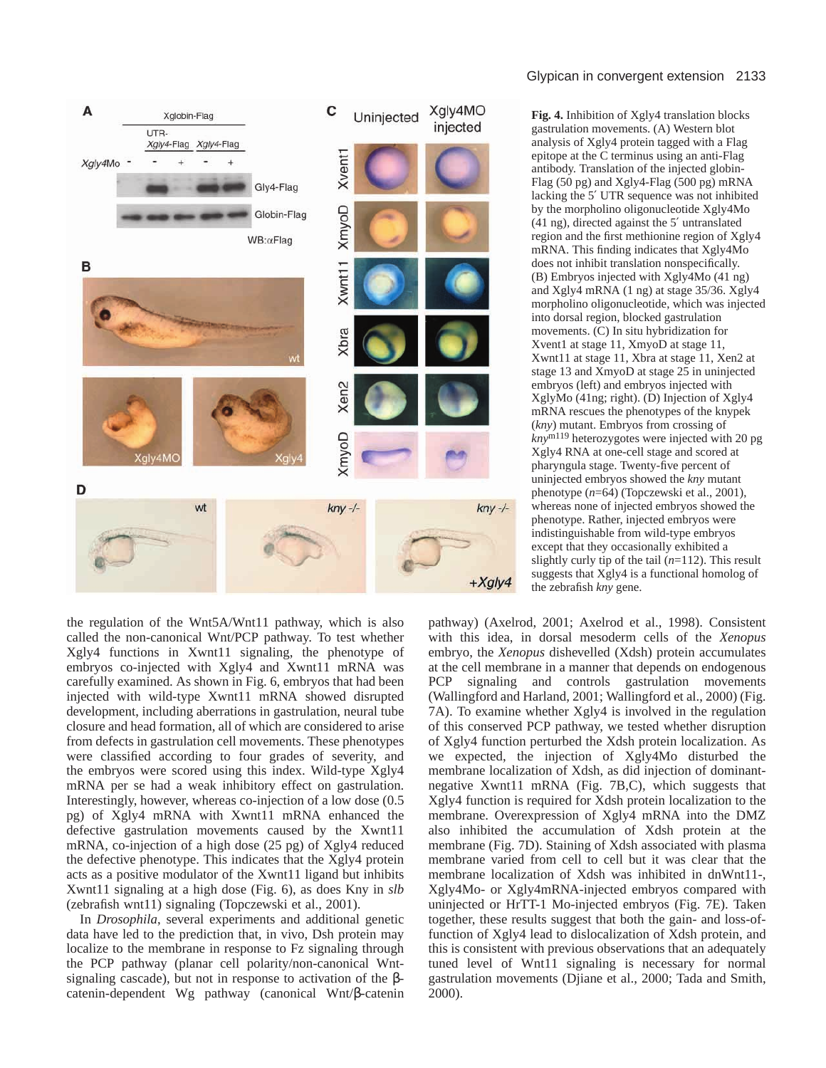**Fig. 4.** Inhibition of Xgly4 translation blocks gastrulation movements. (A) Western blot analysis of Xgly4 protein tagged with a Flag epitope at the C terminus using an anti-Flag antibody. Translation of the injected globin-Flag (50 pg) and Xgly4-Flag (500 pg) mRNA lacking the 5′ UTR sequence was not inhibited by the morpholino oligonucleotide Xgly4Mo (41 ng), directed against the 5′ untranslated region and the first methionine region of Xgly4 mRNA. This finding indicates that Xgly4Mo does not inhibit translation nonspecifically. (B) Embryos injected with Xgly4Mo (41 ng) and Xgly4 mRNA (1 ng) at stage 35/36. Xgly4 morpholino oligonucleotide, which was injected into dorsal region, blocked gastrulation movements. (C) In situ hybridization for Xvent1 at stage 11, XmyoD at stage 11, Xwnt11 at stage 11, Xbra at stage 11, Xen2 at stage 13 and XmyoD at stage 25 in uninjected embryos (left) and embryos injected with XglyMo (41ng; right). (D) Injection of Xgly4 mRNA rescues the phenotypes of the knypek (*kny*) mutant. Embryos from crossing of *kny*[m119] heterozygotes were injected with 20 pg Xgly4 RNA at one-cell stage and scored at pharyngula stage. Twenty-five percent of uninjected embryos showed the *kny* mutant phenotype (*n*=64) (Topczewski et al., 2001), whereas none of injected embryos showed the phenotype. Rather, injected embryos were indistinguishable from wild-type embryos except that they occasionally exhibited a slightly curly tip of the tail (*n*=112). This result suggests that Xgly4 is a functional homolog of the zebrafish *kny* gene.

the regulation of the Wnt5A/Wnt11 pathway, which is also called the non-canonical Wnt/PCP pathway. To test whether Xgly4 functions in Xwnt11 signaling, the phenotype of embryos co-injected with Xgly4 and Xwnt11 mRNA was carefully examined. As shown in Fig. 6, embryos that had been injected with wild-type Xwnt11 mRNA showed disrupted development, including aberrations in gastrulation, neural tube closure and head formation, all of which are considered to arise from defects in gastrulation cell movements. These phenotypes were classified according to four grades of severity, and the embryos were scored using this index. Wild-type Xgly4 mRNA per se had a weak inhibitory effect on gastrulation. Interestingly, however, whereas co-injection of a low dose (0.5 pg) of Xgly4 mRNA with Xwnt11 mRNA enhanced the defective gastrulation movements caused by the Xwnt11 mRNA, co-injection of a high dose (25 pg) of Xgly4 reduced the defective phenotype. This indicates that the Xgly4 protein acts as a positive modulator of the Xwnt11 ligand but inhibits Xwnt11 signaling at a high dose (Fig. 6), as does Kny in *slb* (zebrafish wnt11) signaling (Topczewski et al., 2001).

In *Drosophila*, several experiments and additional genetic data have led to the prediction that, in vivo, Dsh protein may localize to the membrane in response to Fz signaling through the PCP pathway (planar cell polarity/non-canonical Wnt-signaling cascade), but not in response to activation of the β-catenin-dependent Wg pathway (canonical Wnt/β-catenin pathway) (Axelrod, 2001; Axelrod et al., 1998). Consistent with this idea, in dorsal mesoderm cells of the *Xenopus* embryo, the *Xenopus* dishevelled (Xdsh) protein accumulates at the cell membrane in a manner that depends on endogenous PCP signaling and controls gastrulation movements (Wallingford and Harland, 2001; Wallingford et al., 2000) (Fig. 7A). To examine whether Xgly4 is involved in the regulation of this conserved PCP pathway, we tested whether disruption of Xgly4 function perturbed the Xdsh protein localization. As we expected, the injection of Xgly4Mo disturbed the membrane localization of Xdsh, as did injection of dominant-negative Xwnt11 mRNA (Fig. 7B,C), which suggests that Xgly4 function is required for Xdsh protein localization to the membrane. Overexpression of Xgly4 mRNA into the DMZ also inhibited the accumulation of Xdsh protein at the membrane (Fig. 7D). Staining of Xdsh associated with plasma membrane varied from cell to cell but it was clear that the membrane localization of Xdsh was inhibited in dnWnt11-, Xgly4Mo- or Xgly4mRNA-injected embryos compared with uninjected or HrTT-1 Mo-injected embryos (Fig. 7E). Taken together, these results suggest that both the gain- and loss-of-function of Xgly4 lead to dislocalization of Xdsh protein, and this is consistent with previous observations that an adequately tuned level of Wnt11 signaling is necessary for normal gastrulation movements (Djiane et al., 2000; Tada and Smith, 2000).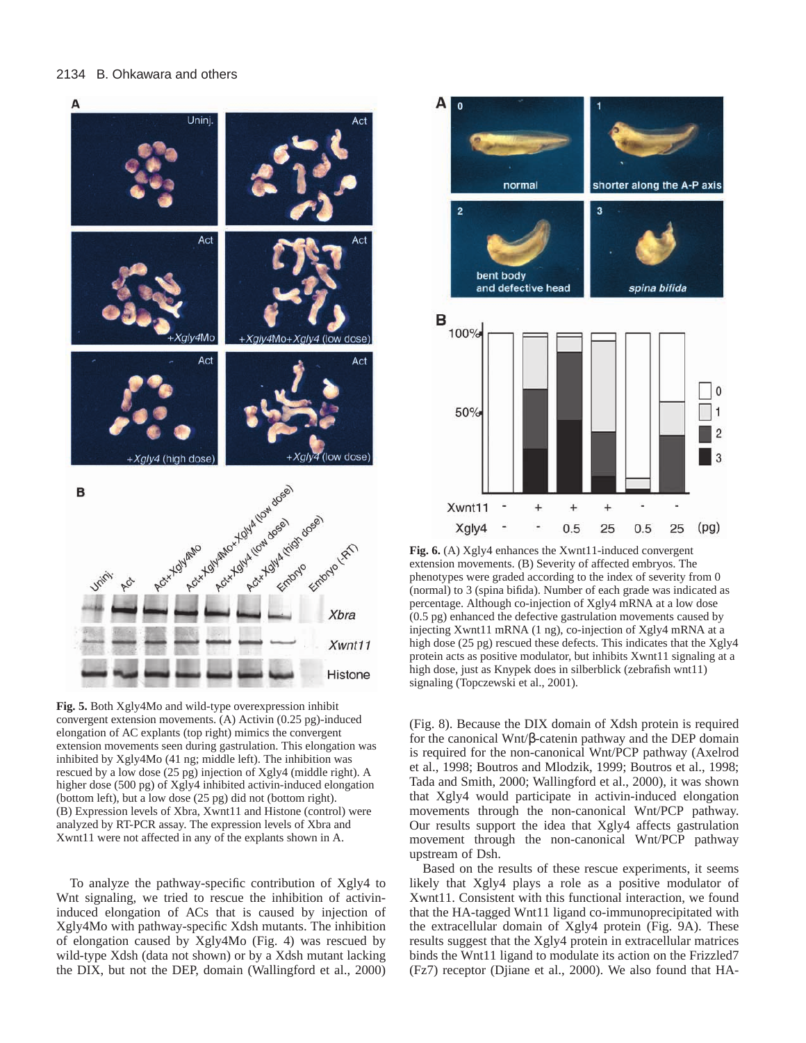**Fig. 5.** Both Xgly4Mo and wild-type overexpression inhibit convergent extension movements. (A) Activin (0.25 pg)-induced elongation of AC explants (top right) mimics the convergent extension movements seen during gastrulation. This elongation was inhibited by Xgly4Mo (41 ng; middle left). The inhibition was rescued by a low dose (25 pg) injection of Xgly4 (middle right). A higher dose (500 pg) of Xgly4 inhibited activin-induced elongation (bottom left), but a low dose (25 pg) did not (bottom right). (B) Expression levels of Xbra, Xwnt11 and Histone (control) were analyzed by RT-PCR assay. The expression levels of Xbra and Xwnt11 were not affected in any of the explants shown in A.

To analyze the pathway-specific contribution of Xgly4 to Wnt signaling, we tried to rescue the inhibition of activin-induced elongation of ACs that is caused by injection of Xgly4Mo with pathway-specific Xdsh mutants. The inhibition of elongation caused by Xgly4Mo (Fig. 4) was rescued by wild-type Xdsh (data not shown) or by a Xdsh mutant lacking the DIX, but not the DEP, domain (Wallingford et al., 2000) (Fig. 8). Because the DIX domain of Xdsh protein is required for the canonical Wnt/β-catenin pathway and the DEP domain is required for the non-canonical Wnt/PCP pathway (Axelrod et al., 1998; Boutros and Mlodzik, 1999; Boutros et al., 1998; Tada and Smith, 2000; Wallingford et al., 2000), it was shown that Xgly4 would participate in activin-induced elongation movements through the non-canonical Wnt/PCP pathway. Our results support the idea that Xgly4 affects gastrulation movement through the non-canonical Wnt/PCP pathway upstream of Dsh.

**Fig. 6.** (A) Xgly4 enhances the Xwnt11-induced convergent extension movements. (B) Severity of affected embryos. The phenotypes were graded according to the index of severity from 0 (normal) to 3 (spina bifida). Number of each grade was indicated as percentage. Although co-injection of Xgly4 mRNA at a low dose (0.5 pg) enhanced the defective gastrulation movements caused by injecting Xwnt11 mRNA (1 ng), co-injection of Xgly4 mRNA at a high dose (25 pg) rescued these defects. This indicates that the Xgly4 protein acts as positive modulator, but inhibits Xwnt11 signaling at a high dose, just as Knypek does in silberblick (zebrafish wnt11) signaling (Topczewski et al., 2001).

Based on the results of these rescue experiments, it seems likely that Xgly4 plays a role as a positive modulator of Xwnt11. Consistent with this functional interaction, we found that the HA-tagged Wnt11 ligand co-immunoprecipitated with the extracellular domain of Xgly4 protein (Fig. 9A). These results suggest that the Xgly4 protein in extracellular matrices binds the Wnt11 ligand to modulate its action on the Frizzled7 (Fz7) receptor (Djiane et al., 2000). We also found that HA-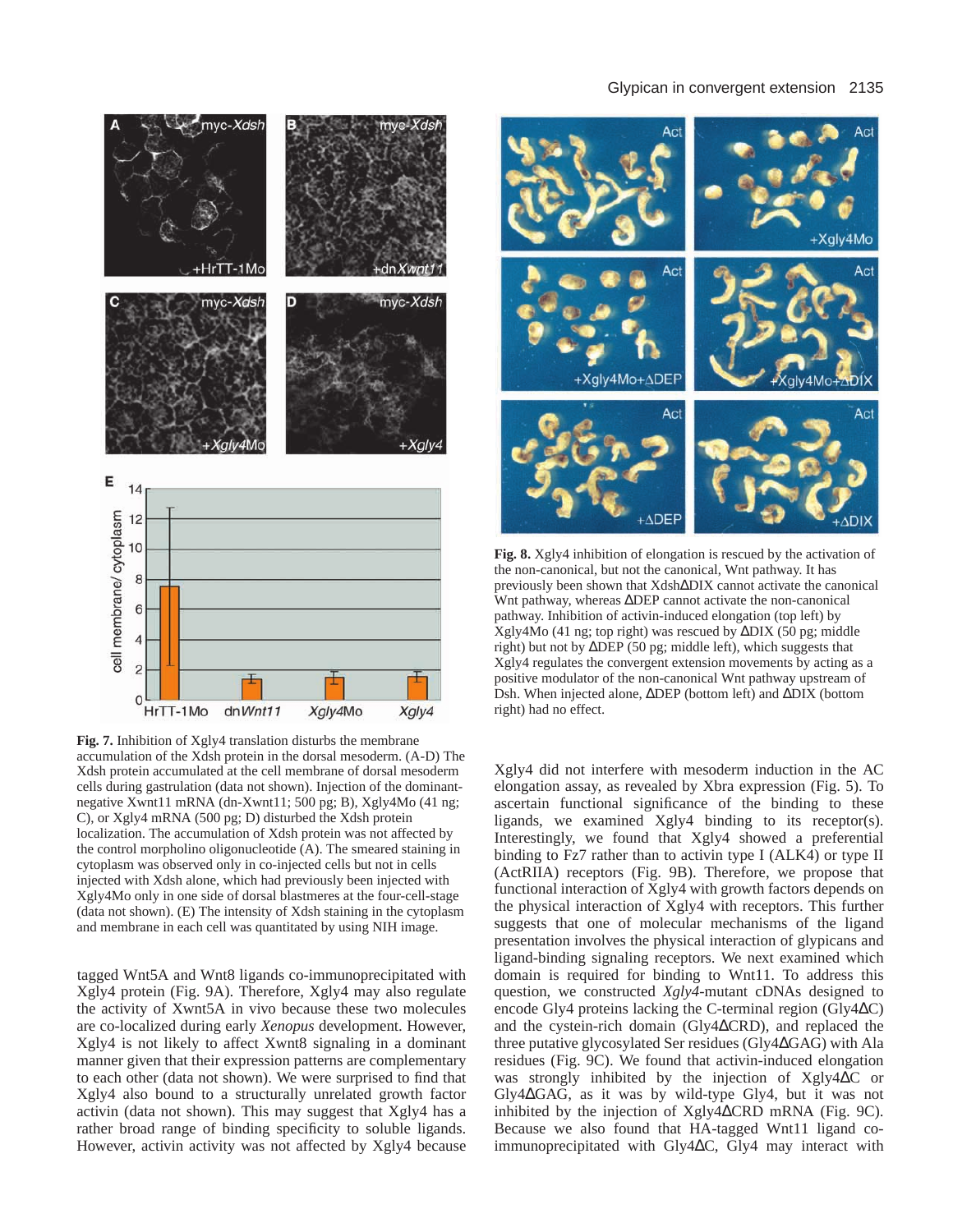**Fig. 7.** Inhibition of Xgly4 translation disturbs the membrane accumulation of the Xdsh protein in the dorsal mesoderm. (A-D) The Xdsh protein accumulated at the cell membrane of dorsal mesoderm cells during gastrulation (data not shown). Injection of the dominant-negative Xwnt11 mRNA (dn-Xwnt11; 500 pg; B), Xgly4Mo (41 ng; C), or Xgly4 mRNA (500 pg; D) disturbed the Xdsh protein localization. The accumulation of Xdsh protein was not affected by the control morpholino oligonucleotide (A). The smeared staining in cytoplasm was observed only in co-injected cells but not in cells injected with Xdsh alone, which had previously been injected with Xgly4Mo only in one side of dorsal blastmeres at the four-cell-stage (data not shown). (E) The intensity of Xdsh staining in the cytoplasm and membrane in each cell was quantitated by using NIH image.

**Fig. 8.** Xgly4 inhibition of elongation is rescued by the activation of the non-canonical, but not the canonical, Wnt pathway. It has previously been shown that XdshΔDIX cannot activate the canonical Wnt pathway, whereas ΔDEP cannot activate the non-canonical pathway. Inhibition of activin-induced elongation (top left) by Xgly4Mo (41 ng; top right) was rescued by ΔDIX (50 pg; middle right) but not by ΔDEP (50 pg; middle left), which suggests that Xgly4 regulates the convergent extension movements by acting as a positive modulator of the non-canonical Wnt pathway upstream of Dsh. When injected alone, ΔDEP (bottom left) and ΔDIX (bottom right) had no effect.

tagged Wnt5A and Wnt8 ligands co-immunoprecipitated with Xgly4 protein (Fig. 9A). Therefore, Xgly4 may also regulate the activity of Xwnt5A in vivo because these two molecules are co-localized during early *Xenopus* development. However, Xgly4 is not likely to affect Xwnt8 signaling in a dominant manner given that their expression patterns are complementary to each other (data not shown). We were surprised to find that Xgly4 also bound to a structurally unrelated growth factor activin (data not shown). This may suggest that Xgly4 has a rather broad range of binding specificity to soluble ligands. However, activin activity was not affected by Xgly4 because Xgly4 did not interfere with mesoderm induction in the AC elongation assay, as revealed by Xbra expression (Fig. 5). To ascertain functional significance of the binding to these ligands, we examined Xgly4 binding to its receptor(s). Interestingly, we found that Xgly4 showed a preferential binding to Fz7 rather than to activin type I (ALK4) or type II (ActRIIA) receptors (Fig. 9B). Therefore, we propose that functional interaction of Xgly4 with growth factors depends on the physical interaction of Xgly4 with receptors. This further suggests that one of molecular mechanisms of the ligand presentation involves the physical interaction of glypicans and ligand-binding signaling receptors. We next examined which domain is required for binding to Wnt11. To address this question, we constructed *Xgly4*-mutant cDNAs designed to encode Gly4 proteins lacking the C-terminal region (Gly4ΔC) and the cystein-rich domain (Gly4ΔCRD), and replaced the three putative glycosylated Ser residues (Gly4ΔGAG) with Ala residues (Fig. 9C). We found that activin-induced elongation was strongly inhibited by the injection of Xgly4ΔC or Gly4ΔGAG, as it was by wild-type Gly4, but it was not inhibited by the injection of Xgly4ΔCRD mRNA (Fig. 9C). Because we also found that HA-tagged Wnt11 ligand co-immunoprecipitated with Gly4ΔC, Gly4 may interact with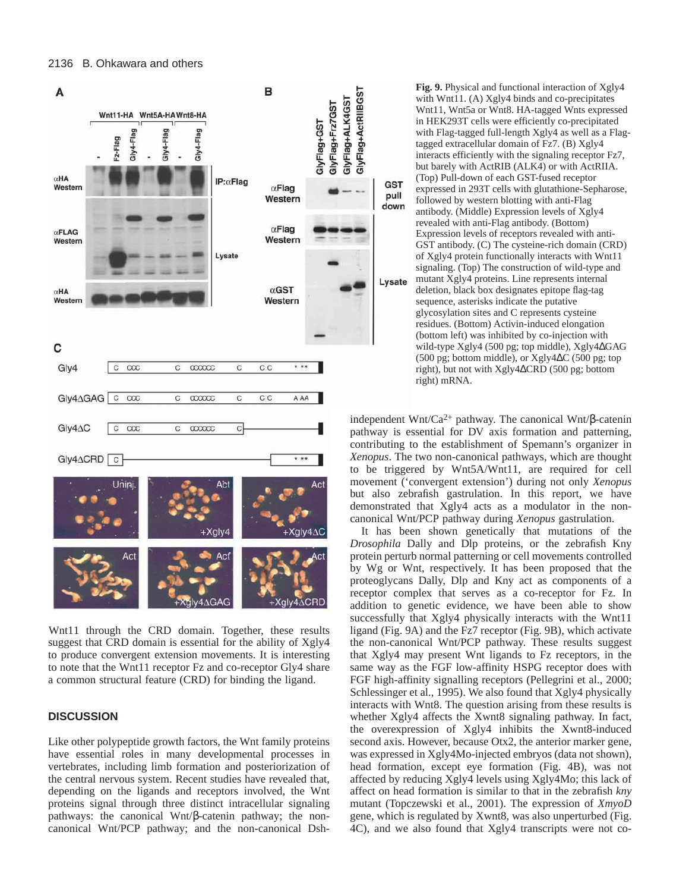**Fig. 9.** Physical and functional interaction of Xgly4 with Wnt11. (A) Xgly4 binds and co-precipitates Wnt11, Wnt5a or Wnt8. HA-tagged Wnts expressed in HEK293T cells were efficiently co-precipitated with Flag-tagged full-length Xgly4 as well as a Flag-tagged extracellular domain of Fz7. (B) Xgly4 interacts efficiently with the signaling receptor Fz7, but barely with ActRIB (ALK4) or with ActRIIA. (Top) Pull-down of each GST-fused receptor expressed in 293T cells with glutathione-Sepharose, followed by western blotting with anti-Flag antibody. (Middle) Expression levels of Xgly4 revealed with anti-Flag antibody. (Bottom) Expression levels of receptors revealed with anti-GST antibody. (C) The cysteine-rich domain (CRD) of Xgly4 protein functionally interacts with Wnt11 signaling. (Top) The construction of wild-type and mutant Xgly4 proteins. Line represents internal deletion, black box designates epitope flag-tag sequence, asterisks indicate the putative glycosylation sites and C represents cysteine residues. (Bottom) Activin-induced elongation (bottom left) was inhibited by co-injection with wild-type Xgly4 (500 pg; top middle), Xgly4ΔGAG (500 pg; bottom middle), or Xgly4ΔC (500 pg; top right), but not with Xgly4ΔCRD (500 pg; bottom right) mRNA.

Wnt11 through the CRD domain. Together, these results suggest that CRD domain is essential for the ability of Xgly4 to produce convergent extension movements. It is interesting to note that the Wnt11 receptor Fz and co-receptor Gly4 share a common structural feature (CRD) for binding the ligand.

## DISCUSSION

Like other polypeptide growth factors, the Wnt family proteins have essential roles in many developmental processes in vertebrates, including limb formation and posteriorization of the central nervous system. Recent studies have revealed that, depending on the ligands and receptors involved, the Wnt proteins signal through three distinct intracellular signaling pathways: the canonical Wnt/β-catenin pathway; the non-canonical Wnt/PCP pathway; and the non-canonical Dsh-independent Wnt/$Ca^{2+}$ pathway. The canonical Wnt/β-catenin pathway is essential for DV axis formation and patterning, contributing to the establishment of Spemann's organizer in *Xenopus*. The two non-canonical pathways, which are thought to be triggered by Wnt5A/Wnt11, are required for cell movement ('convergent extension') during not only *Xenopus* but also zebrafish gastrulation. In this report, we have demonstrated that Xgly4 acts as a modulator in the non-canonical Wnt/PCP pathway during *Xenopus* gastrulation.

It has been shown genetically that mutations of the *Drosophila* Dally and Dlp proteins, or the zebrafish Kny protein perturb normal patterning or cell movements controlled by Wg or Wnt, respectively. It has been proposed that the proteoglycans Dally, Dlp and Kny act as components of a receptor complex that serves as a co-receptor for Fz. In addition to genetic evidence, we have been able to show successfully that Xgly4 physically interacts with the Wnt11 ligand (Fig. 9A) and the Fz7 receptor (Fig. 9B), which activate the non-canonical Wnt/PCP pathway. These results suggest that Xgly4 may present Wnt ligands to Fz receptors, in the same way as the FGF low-affinity HSPG receptor does with FGF high-affinity signalling receptors (Pellegrini et al., 2000; Schlessinger et al., 1995). We also found that Xgly4 physically interacts with Wnt8. The question arising from these results is whether Xgly4 affects the Xwnt8 signaling pathway. In fact, the overexpression of Xgly4 inhibits the Xwnt8-induced second axis. However, because Otx2, the anterior marker gene, was expressed in Xgly4Mo-injected embryos (data not shown), head formation, except eye formation (Fig. 4B), was not affected by reducing Xgly4 levels using Xgly4Mo; this lack of affect on head formation is similar to that in the zebrafish *kny* mutant (Topczewski et al., 2001). The expression of *XmyoD* gene, which is regulated by Xwnt8, was also unperturbed (Fig. 4C), and we also found that Xgly4 transcripts were not co-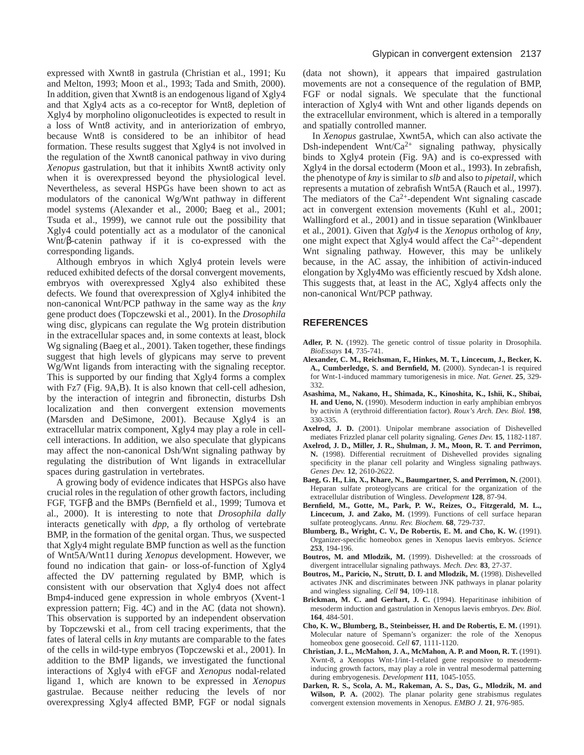expressed with Xwnt8 in gastrula (Christian et al., 1991; Ku and Melton, 1993; Moon et al., 1993; Tada and Smith, 2000). In addition, given that Xwnt8 is an endogenous ligand of Xgly4 and that Xgly4 acts as a co-receptor for Wnt8, depletion of Xgly4 by morpholino oligonucleotides is expected to result in a loss of Wnt8 activity, and in anteriorization of embryo, because Wnt8 is considered to be an inhibitor of head formation. These results suggest that Xgly4 is not involved in the regulation of the Xwnt8 canonical pathway in vivo during *Xenopus* gastrulation, but that it inhibits Xwnt8 activity only when it is overexpressed beyond the physiological level. Nevertheless, as several HSPGs have been shown to act as modulators of the canonical Wg/Wnt pathway in different model systems (Alexander et al., 2000; Baeg et al., 2001; Tsuda et al., 1999), we cannot rule out the possibility that Xgly4 could potentially act as a modulator of the canonical Wnt/β-catenin pathway if it is co-expressed with the corresponding ligands.

Although embryos in which Xgly4 protein levels were reduced exhibited defects of the dorsal convergent movements, embryos with overexpressed Xgly4 also exhibited these defects. We found that overexpression of Xgly4 inhibited the non-canonical Wnt/PCP pathway in the same way as the *kny* gene product does (Topczewski et al., 2001). In the *Drosophila* wing disc, glypicans can regulate the Wg protein distribution in the extracellular spaces and, in some contexts at least, block Wg signaling (Baeg et al., 2001). Taken together, these findings suggest that high levels of glypicans may serve to prevent Wg/Wnt ligands from interacting with the signaling receptor. This is supported by our finding that Xgly4 forms a complex with Fz7 (Fig. 9A,B). It is also known that cell-cell adhesion, by the interaction of integrin and fibronectin, disturbs Dsh localization and then convergent extension movements (Marsden and DeSimone, 2001). Because Xgly4 is an extracellular matrix component, Xgly4 may play a role in cell-cell interactions. In addition, we also speculate that glypicans may affect the non-canonical Dsh/Wnt signaling pathway by regulating the distribution of Wnt ligands in extracellular spaces during gastrulation in vertebrates.

A growing body of evidence indicates that HSPGs also have crucial roles in the regulation of other growth factors, including FGF, TGFβ and the BMPs (Bernfield et al., 1999; Tumova et al., 2000). It is interesting to note that *Drosophila dally* interacts genetically with *dpp*, a fly ortholog of vertebrate BMP, in the formation of the genital organ. Thus, we suspected that Xgly4 might regulate BMP function as well as the function of Wnt5A/Wnt11 during *Xenopus* development. However, we found no indication that gain- or loss-of-function of Xgly4 affected the DV patterning regulated by BMP, which is consistent with our observation that Xgly4 does not affect Bmp4-induced gene expression in whole embryos (Xvent-1 expression pattern; Fig. 4C) and in the AC (data not shown). This observation is supported by an independent observation by Topczewski et al., from cell tracing experiments, that the fates of lateral cells in *kny* mutants are comparable to the fates of the cells in wild-type embryos (Topczewski et al., 2001). In addition to the BMP ligands, we investigated the functional interactions of Xgly4 with eFGF and *Xenopus* nodal-related ligand 1, which are known to be expressed in *Xenopus* gastrulae. Because neither reducing the levels of nor overexpressing Xgly4 affected BMP, FGF or nodal signals (data not shown), it appears that impaired gastrulation movements are not a consequence of the regulation of BMP, FGF or nodal signals. We speculate that the functional interaction of Xgly4 with Wnt and other ligands depends on the extracellular environment, which is altered in a temporally and spatially controlled manner.

In *Xenopus* gastrulae, Xwnt5A, which can also activate the Dsh-independent Wnt/$Ca^{2+}$ signaling pathway, physically binds to Xgly4 protein (Fig. 9A) and is co-expressed with Xgly4 in the dorsal ectoderm (Moon et al., 1993). In zebrafish, the phenotype of *kny* is similar to *slb* and also to *pipetail*, which represents a mutation of zebrafish Wnt5A (Rauch et al., 1997). The mediators of the $Ca^{2+}$-dependent Wnt signaling cascade act in convergent extension movements (Kuhl et al., 2001; Wallingford et al., 2001) and in tissue separation (Winklbauer et al., 2001). Given that *Xgly4* is the *Xenopus* ortholog of *kny*, one might expect that Xgly4 would affect the $Ca^{2+}$-dependent Wnt signaling pathway. However, this may be unlikely because, in the AC assay, the inhibition of activin-induced elongation by Xgly4Mo was efficiently rescued by Xdsh alone. This suggests that, at least in the AC, Xgly4 affects only the non-canonical Wnt/PCP pathway.

## REFERENCES

**Adler, P. N.** (1992). The genetic control of tissue polarity in Drosophila. *BioEssays* **14**, 735-741.

**Alexander, C. M., Reichsman, F., Hinkes, M. T., Lincecum, J., Becker, K. A., Cumberledge, S. and Bernfield, M.** (2000). Syndecan-1 is required for Wnt-1-induced mammary tumorigenesis in mice. *Nat. Genet.* **25**, 329-332.

**Asashima, M., Nakano, H., Shimada, K., Kinoshita, K., Ishii, K., Shibai, H. and Ueno, N.** (1990). Mesoderm induction in early amphibian embryos by activin A (erythroid differentiation factor). *Roux's Arch. Dev. Biol.* **198**, 330-335.

**Axelrod, J. D.** (2001). Unipolar membrane association of Dishevelled mediates Frizzled planar cell polarity signaling. *Genes Dev.* **15**, 1182-1187.

**Axelrod, J. D., Miller, J. R., Shulman, J. M., Moon, R. T. and Perrimon, N.** (1998). Differential recruitment of Dishevelled provides signaling specificity in the planar cell polarity and Wingless signaling pathways. *Genes Dev.* **12**, 2610-2622.

**Baeg, G. H., Lin, X., Khare, N., Baumgartner, S. and Perrimon, N.** (2001). Heparan sulfate proteoglycans are critical for the organization of the extracellular distribution of Wingless. *Development* **128**, 87-94.

**Bernfield, M., Gotte, M., Park, P. W., Reizes, O., Fitzgerald, M. L., Lincecum, J. and Zako, M.** (1999). Functions of cell surface heparan sulfate proteoglycans. *Annu. Rev. Biochem.* **68**, 729-737.

**Blumberg, B., Wright, C. V., De Robertis, E. M. and Cho, K. W.** (1991). Organizer-specific homeobox genes in Xenopus laevis embryos. *Science* **253**, 194-196.

**Boutros, M. and Mlodzik, M.** (1999). Dishevelled: at the crossroads of divergent intracellular signaling pathways. *Mech. Dev.* **83**, 27-37.

**Boutros, M., Paricio, N., Strutt, D. I. and Mlodzik, M.** (1998). Dishevelled activates JNK and discriminates between JNK pathways in planar polarity and wingless signaling. *Cell* **94**, 109-118.

**Brickman, M. C. and Gerhart, J. C.** (1994). Heparitinase inhibition of mesoderm induction and gastrulation in Xenopus laevis embryos. *Dev. Biol.* **164**, 484-501.

**Cho, K. W., Blumberg, B., Steinbeisser, H. and De Robertis, E. M.** (1991). Molecular nature of Spemann's organizer: the role of the Xenopus homeobox gene goosecoid. *Cell* **67**, 1111-1120.

**Christian, J. L., McMahon, J. A., McMahon, A. P. and Moon, R. T.** (1991). Xwnt-8, a Xenopus Wnt-1/int-1-related gene responsive to mesoderm-inducing growth factors, may play a role in ventral mesodermal patterning during embryogenesis. *Development* **111**, 1045-1055.

**Darken, R. S., Scola, A. M., Rakeman, A. S., Das, G., Mlodzik, M. and Wilson, P. A.** (2002). The planar polarity gene strabismus regulates convergent extension movements in Xenopus. *EMBO J.* **21**, 976-985.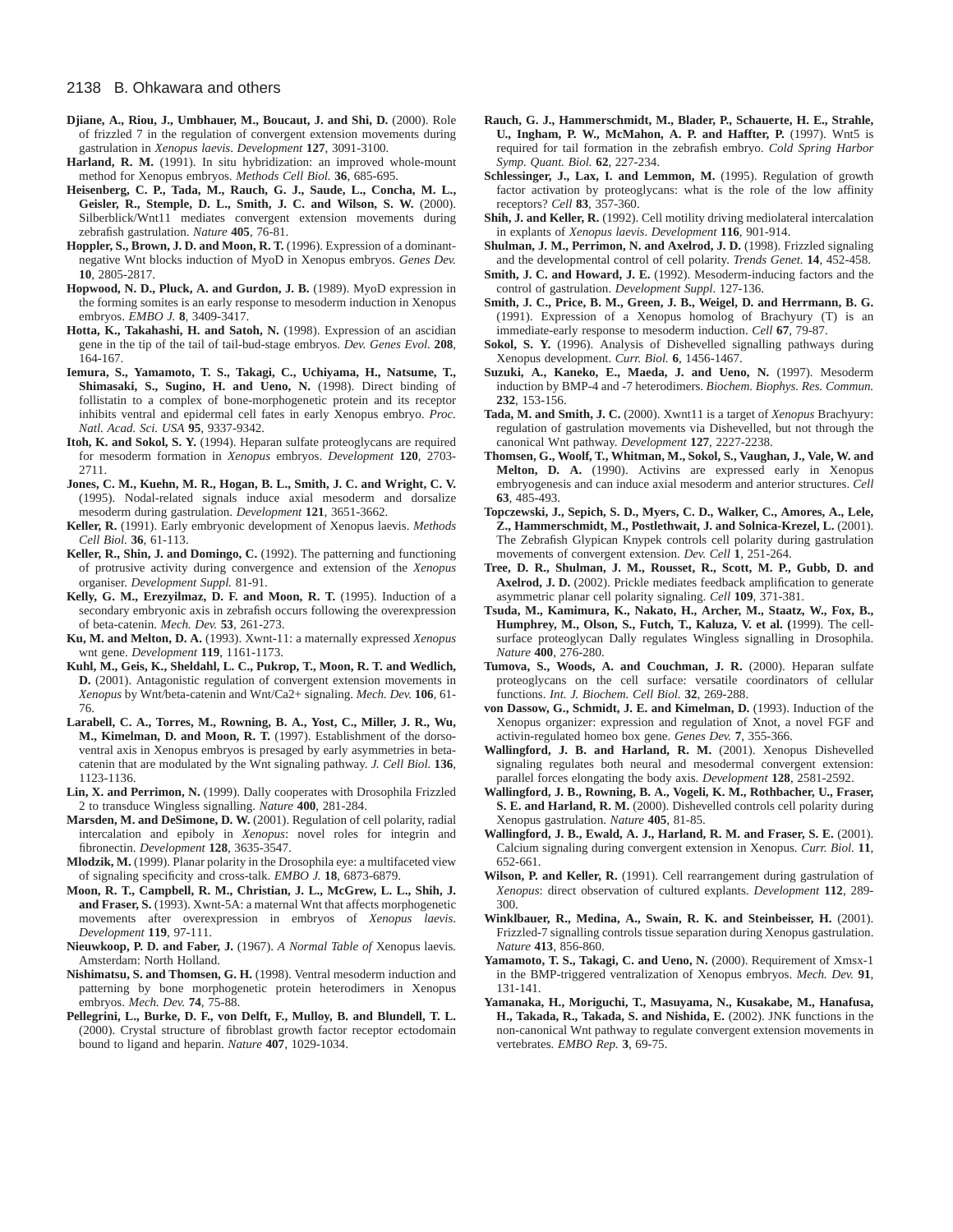**Djiane, A., Riou, J., Umbhauer, M., Boucaut, J. and Shi, D.** (2000). Role of frizzled 7 in the regulation of convergent extension movements during gastrulation in *Xenopus laevis*. *Development* **127**, 3091-3100.

**Harland, R. M.** (1991). In situ hybridization: an improved whole-mount method for Xenopus embryos. *Methods Cell Biol.* **36**, 685-695.

**Heisenberg, C. P., Tada, M., Rauch, G. J., Saude, L., Concha, M. L., Geisler, R., Stemple, D. L., Smith, J. C. and Wilson, S. W.** (2000). Silberblick/Wnt11 mediates convergent extension movements during zebrafish gastrulation. *Nature* **405**, 76-81.

**Hoppler, S., Brown, J. D. and Moon, R. T.** (1996). Expression of a dominant-negative Wnt blocks induction of MyoD in Xenopus embryos. *Genes Dev.* **10**, 2805-2817.

**Hopwood, N. D., Pluck, A. and Gurdon, J. B.** (1989). MyoD expression in the forming somites is an early response to mesoderm induction in Xenopus embryos. *EMBO J.* **8**, 3409-3417.

**Hotta, K., Takahashi, H. and Satoh, N.** (1998). Expression of an ascidian gene in the tip of the tail of tail-bud-stage embryos. *Dev. Genes Evol.* **208**, 164-167.

**Iemura, S., Yamamoto, T. S., Takagi, C., Uchiyama, H., Natsume, T., Shimasaki, S., Sugino, H. and Ueno, N.** (1998). Direct binding of follistatin to a complex of bone-morphogenetic protein and its receptor inhibits ventral and epidermal cell fates in early Xenopus embryo. *Proc. Natl. Acad. Sci. USA* **95**, 9337-9342.

**Itoh, K. and Sokol, S. Y.** (1994). Heparan sulfate proteoglycans are required for mesoderm formation in *Xenopus* embryos. *Development* **120**, 2703-2711.

**Jones, C. M., Kuehn, M. R., Hogan, B. L., Smith, J. C. and Wright, C. V.** (1995). Nodal-related signals induce axial mesoderm and dorsalize mesoderm during gastrulation. *Development* **121**, 3651-3662.

**Keller, R.** (1991). Early embryonic development of Xenopus laevis. *Methods Cell Biol.* **36**, 61-113.

**Keller, R., Shin, J. and Domingo, C.** (1992). The patterning and functioning of protrusive activity during convergence and extension of the *Xenopus* organiser. *Development Suppl.* 81-91.

**Kelly, G. M., Erezyilmaz, D. F. and Moon, R. T.** (1995). Induction of a secondary embryonic axis in zebrafish occurs following the overexpression of beta-catenin. *Mech. Dev.* **53**, 261-273.

**Ku, M. and Melton, D. A.** (1993). Xwnt-11: a maternally expressed *Xenopus* wnt gene. *Development* **119**, 1161-1173.

**Kuhl, M., Geis, K., Sheldahl, L. C., Pukrop, T., Moon, R. T. and Wedlich, D.** (2001). Antagonistic regulation of convergent extension movements in *Xenopus* by Wnt/beta-catenin and Wnt/Ca2+ signaling. *Mech. Dev.* **106**, 61-76.

**Larabell, C. A., Torres, M., Rowning, B. A., Yost, C., Miller, J. R., Wu, M., Kimelman, D. and Moon, R. T.** (1997). Establishment of the dorso-ventral axis in Xenopus embryos is presaged by early asymmetries in beta-catenin that are modulated by the Wnt signaling pathway. *J. Cell Biol.* **136**, 1123-1136.

**Lin, X. and Perrimon, N.** (1999). Dally cooperates with Drosophila Frizzled 2 to transduce Wingless signalling. *Nature* **400**, 281-284.

**Marsden, M. and DeSimone, D. W.** (2001). Regulation of cell polarity, radial intercalation and epiboly in *Xenopus*: novel roles for integrin and fibronectin. *Development* **128**, 3635-3547.

**Mlodzik, M.** (1999). Planar polarity in the Drosophila eye: a multifaceted view of signaling specificity and cross-talk. *EMBO J.* **18**, 6873-6879.

**Moon, R. T., Campbell, R. M., Christian, J. L., McGrew, L. L., Shih, J. and Fraser, S.** (1993). Xwnt-5A: a maternal Wnt that affects morphogenetic movements after overexpression in embryos of *Xenopus laevis*. *Development* **119**, 97-111.

**Nieuwkoop, P. D. and Faber, J.** (1967). *A Normal Table of* Xenopus laevis*.* Amsterdam: North Holland.

**Nishimatsu, S. and Thomsen, G. H.** (1998). Ventral mesoderm induction and patterning by bone morphogenetic protein heterodimers in Xenopus embryos. *Mech. Dev.* **74**, 75-88.

**Pellegrini, L., Burke, D. F., von Delft, F., Mulloy, B. and Blundell, T. L.** (2000). Crystal structure of fibroblast growth factor receptor ectodomain bound to ligand and heparin. *Nature* **407**, 1029-1034.

**Rauch, G. J., Hammerschmidt, M., Blader, P., Schauerte, H. E., Strahle, U., Ingham, P. W., McMahon, A. P. and Haffter, P.** (1997). Wnt5 is required for tail formation in the zebrafish embryo. *Cold Spring Harbor Symp. Quant. Biol.* **62**, 227-234.

**Schlessinger, J., Lax, I. and Lemmon, M.** (1995). Regulation of growth factor activation by proteoglycans: what is the role of the low affinity receptors? *Cell* **83**, 357-360.

**Shih, J. and Keller, R.** (1992). Cell motility driving mediolateral intercalation in explants of *Xenopus laevis*. *Development* **116**, 901-914.

**Shulman, J. M., Perrimon, N. and Axelrod, J. D.** (1998). Frizzled signaling and the developmental control of cell polarity. *Trends Genet.* **14**, 452-458.

**Smith, J. C. and Howard, J. E.** (1992). Mesoderm-inducing factors and the control of gastrulation. *Development Suppl*. 127-136.

**Smith, J. C., Price, B. M., Green, J. B., Weigel, D. and Herrmann, B. G.** (1991). Expression of a Xenopus homolog of Brachyury (T) is an immediate-early response to mesoderm induction. *Cell* **67**, 79-87.

**Sokol, S. Y.** (1996). Analysis of Dishevelled signalling pathways during Xenopus development. *Curr. Biol.* **6**, 1456-1467.

**Suzuki, A., Kaneko, E., Maeda, J. and Ueno, N.** (1997). Mesoderm induction by BMP-4 and -7 heterodimers. *Biochem. Biophys. Res. Commun.* **232**, 153-156.

**Tada, M. and Smith, J. C.** (2000). Xwnt11 is a target of *Xenopus* Brachyury: regulation of gastrulation movements via Dishevelled, but not through the canonical Wnt pathway. *Development* **127**, 2227-2238.

**Thomsen, G., Woolf, T., Whitman, M., Sokol, S., Vaughan, J., Vale, W. and Melton, D. A.** (1990). Activins are expressed early in Xenopus embryogenesis and can induce axial mesoderm and anterior structures. *Cell* **63**, 485-493.

**Topczewski, J., Sepich, S. D., Myers, C. D., Walker, C., Amores, A., Lele, Z., Hammerschmidt, M., Postlethwait, J. and Solnica-Krezel, L.** (2001). The Zebrafish Glypican Knypek controls cell polarity during gastrulation movements of convergent extension. *Dev. Cell* **1**, 251-264.

**Tree, D. R., Shulman, J. M., Rousset, R., Scott, M. P., Gubb, D. and Axelrod, J. D.** (2002). Prickle mediates feedback amplification to generate asymmetric planar cell polarity signaling. *Cell* **109**, 371-381.

**Tsuda, M., Kamimura, K., Nakato, H., Archer, M., Staatz, W., Fox, B., Humphrey, M., Olson, S., Futch, T., Kaluza, V. et al. (**1999). The cell-surface proteoglycan Dally regulates Wingless signalling in Drosophila. *Nature* **400**, 276-280.

**Tumova, S., Woods, A. and Couchman, J. R.** (2000). Heparan sulfate proteoglycans on the cell surface: versatile coordinators of cellular functions. *Int. J. Biochem. Cell Biol.* **32**, 269-288.

**von Dassow, G., Schmidt, J. E. and Kimelman, D.** (1993). Induction of the Xenopus organizer: expression and regulation of Xnot, a novel FGF and activin-regulated homeo box gene. *Genes Dev.* **7**, 355-366.

**Wallingford, J. B. and Harland, R. M.** (2001). Xenopus Dishevelled signaling regulates both neural and mesodermal convergent extension: parallel forces elongating the body axis. *Development* **128**, 2581-2592.

**Wallingford, J. B., Rowning, B. A., Vogeli, K. M., Rothbacher, U., Fraser, S. E. and Harland, R. M.** (2000). Dishevelled controls cell polarity during Xenopus gastrulation. *Nature* **405**, 81-85.

**Wallingford, J. B., Ewald, A. J., Harland, R. M. and Fraser, S. E.** (2001). Calcium signaling during convergent extension in Xenopus. *Curr. Biol.* **11**, 652-661.

**Wilson, P. and Keller, R.** (1991). Cell rearrangement during gastrulation of *Xenopus*: direct observation of cultured explants. *Development* **112**, 289-300.

**Winklbauer, R., Medina, A., Swain, R. K. and Steinbeisser, H.** (2001). Frizzled-7 signalling controls tissue separation during Xenopus gastrulation. *Nature* **413**, 856-860.

**Yamamoto, T. S., Takagi, C. and Ueno, N.** (2000). Requirement of Xmsx-1 in the BMP-triggered ventralization of Xenopus embryos. *Mech. Dev.* **91**, 131-141.

**Yamanaka, H., Moriguchi, T., Masuyama, N., Kusakabe, M., Hanafusa, H., Takada, R., Takada, S. and Nishida, E.** (2002). JNK functions in the non-canonical Wnt pathway to regulate convergent extension movements in vertebrates. *EMBO Rep.* **3**, 69-75.